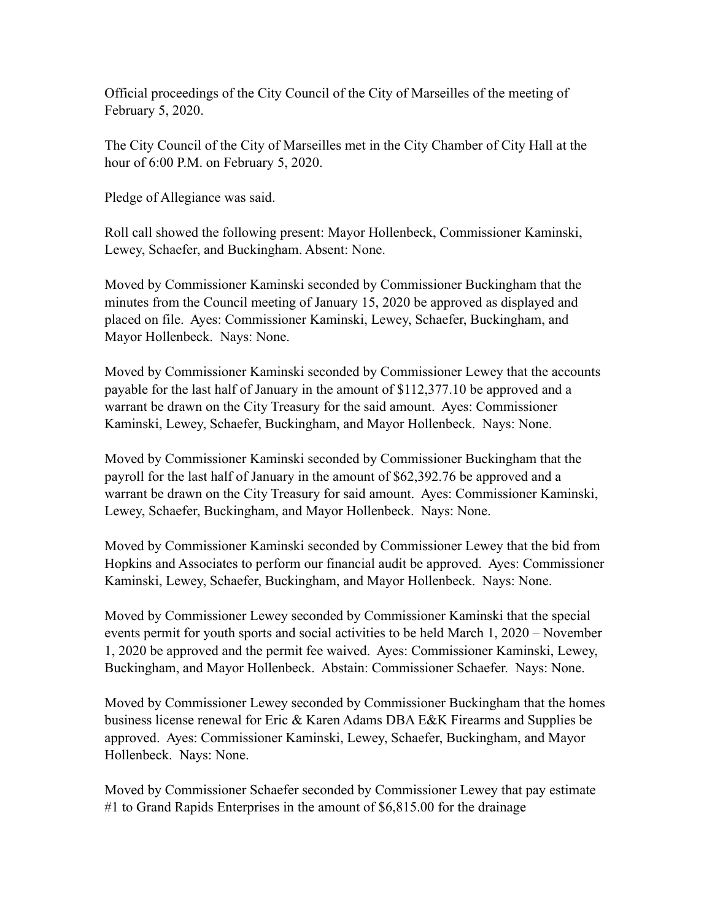Official proceedings of the City Council of the City of Marseilles of the meeting of February 5, 2020.

The City Council of the City of Marseilles met in the City Chamber of City Hall at the hour of 6:00 P.M. on February 5, 2020.

Pledge of Allegiance was said.

Roll call showed the following present: Mayor Hollenbeck, Commissioner Kaminski, Lewey, Schaefer, and Buckingham. Absent: None.

Moved by Commissioner Kaminski seconded by Commissioner Buckingham that the minutes from the Council meeting of January 15, 2020 be approved as displayed and placed on file. Ayes: Commissioner Kaminski, Lewey, Schaefer, Buckingham, and Mayor Hollenbeck. Nays: None.

Moved by Commissioner Kaminski seconded by Commissioner Lewey that the accounts payable for the last half of January in the amount of $112,377.10 be approved and a warrant be drawn on the City Treasury for the said amount. Ayes: Commissioner Kaminski, Lewey, Schaefer, Buckingham, and Mayor Hollenbeck. Nays: None.

Moved by Commissioner Kaminski seconded by Commissioner Buckingham that the payroll for the last half of January in the amount of $62,392.76 be approved and a warrant be drawn on the City Treasury for said amount. Ayes: Commissioner Kaminski, Lewey, Schaefer, Buckingham, and Mayor Hollenbeck. Nays: None.

Moved by Commissioner Kaminski seconded by Commissioner Lewey that the bid from Hopkins and Associates to perform our financial audit be approved. Ayes: Commissioner Kaminski, Lewey, Schaefer, Buckingham, and Mayor Hollenbeck. Nays: None.

Moved by Commissioner Lewey seconded by Commissioner Kaminski that the special events permit for youth sports and social activities to be held March 1, 2020 – November 1, 2020 be approved and the permit fee waived. Ayes: Commissioner Kaminski, Lewey, Buckingham, and Mayor Hollenbeck. Abstain: Commissioner Schaefer. Nays: None.

Moved by Commissioner Lewey seconded by Commissioner Buckingham that the homes business license renewal for Eric & Karen Adams DBA E&K Firearms and Supplies be approved. Ayes: Commissioner Kaminski, Lewey, Schaefer, Buckingham, and Mayor Hollenbeck. Nays: None.

Moved by Commissioner Schaefer seconded by Commissioner Lewey that pay estimate #1 to Grand Rapids Enterprises in the amount of $6,815.00 for the drainage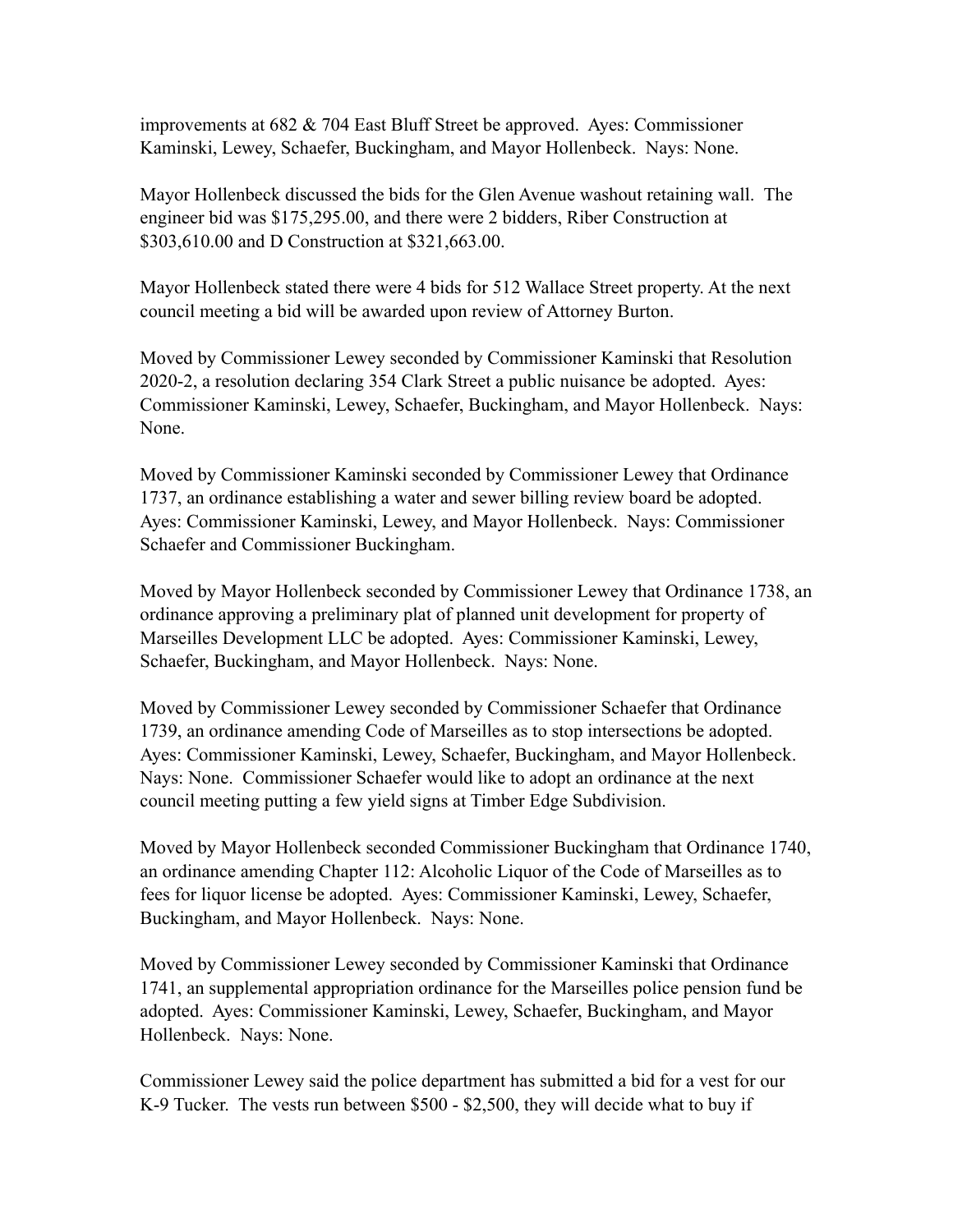improvements at 682 & 704 East Bluff Street be approved. Ayes: Commissioner Kaminski, Lewey, Schaefer, Buckingham, and Mayor Hollenbeck. Nays: None.

Mayor Hollenbeck discussed the bids for the Glen Avenue washout retaining wall. The engineer bid was $175,295.00, and there were 2 bidders, Riber Construction at $303,610.00 and D Construction at $321,663.00.

Mayor Hollenbeck stated there were 4 bids for 512 Wallace Street property. At the next council meeting a bid will be awarded upon review of Attorney Burton.

Moved by Commissioner Lewey seconded by Commissioner Kaminski that Resolution 2020-2, a resolution declaring 354 Clark Street a public nuisance be adopted. Ayes: Commissioner Kaminski, Lewey, Schaefer, Buckingham, and Mayor Hollenbeck. Nays: None.

Moved by Commissioner Kaminski seconded by Commissioner Lewey that Ordinance 1737, an ordinance establishing a water and sewer billing review board be adopted. Ayes: Commissioner Kaminski, Lewey, and Mayor Hollenbeck. Nays: Commissioner Schaefer and Commissioner Buckingham.

Moved by Mayor Hollenbeck seconded by Commissioner Lewey that Ordinance 1738, an ordinance approving a preliminary plat of planned unit development for property of Marseilles Development LLC be adopted. Ayes: Commissioner Kaminski, Lewey, Schaefer, Buckingham, and Mayor Hollenbeck. Nays: None.

Moved by Commissioner Lewey seconded by Commissioner Schaefer that Ordinance 1739, an ordinance amending Code of Marseilles as to stop intersections be adopted. Ayes: Commissioner Kaminski, Lewey, Schaefer, Buckingham, and Mayor Hollenbeck. Nays: None. Commissioner Schaefer would like to adopt an ordinance at the next council meeting putting a few yield signs at Timber Edge Subdivision.

Moved by Mayor Hollenbeck seconded Commissioner Buckingham that Ordinance 1740, an ordinance amending Chapter 112: Alcoholic Liquor of the Code of Marseilles as to fees for liquor license be adopted. Ayes: Commissioner Kaminski, Lewey, Schaefer, Buckingham, and Mayor Hollenbeck. Nays: None.

Moved by Commissioner Lewey seconded by Commissioner Kaminski that Ordinance 1741, an supplemental appropriation ordinance for the Marseilles police pension fund be adopted. Ayes: Commissioner Kaminski, Lewey, Schaefer, Buckingham, and Mayor Hollenbeck. Nays: None.

Commissioner Lewey said the police department has submitted a bid for a vest for our K-9 Tucker. The vests run between $500 - $2,500, they will decide what to buy if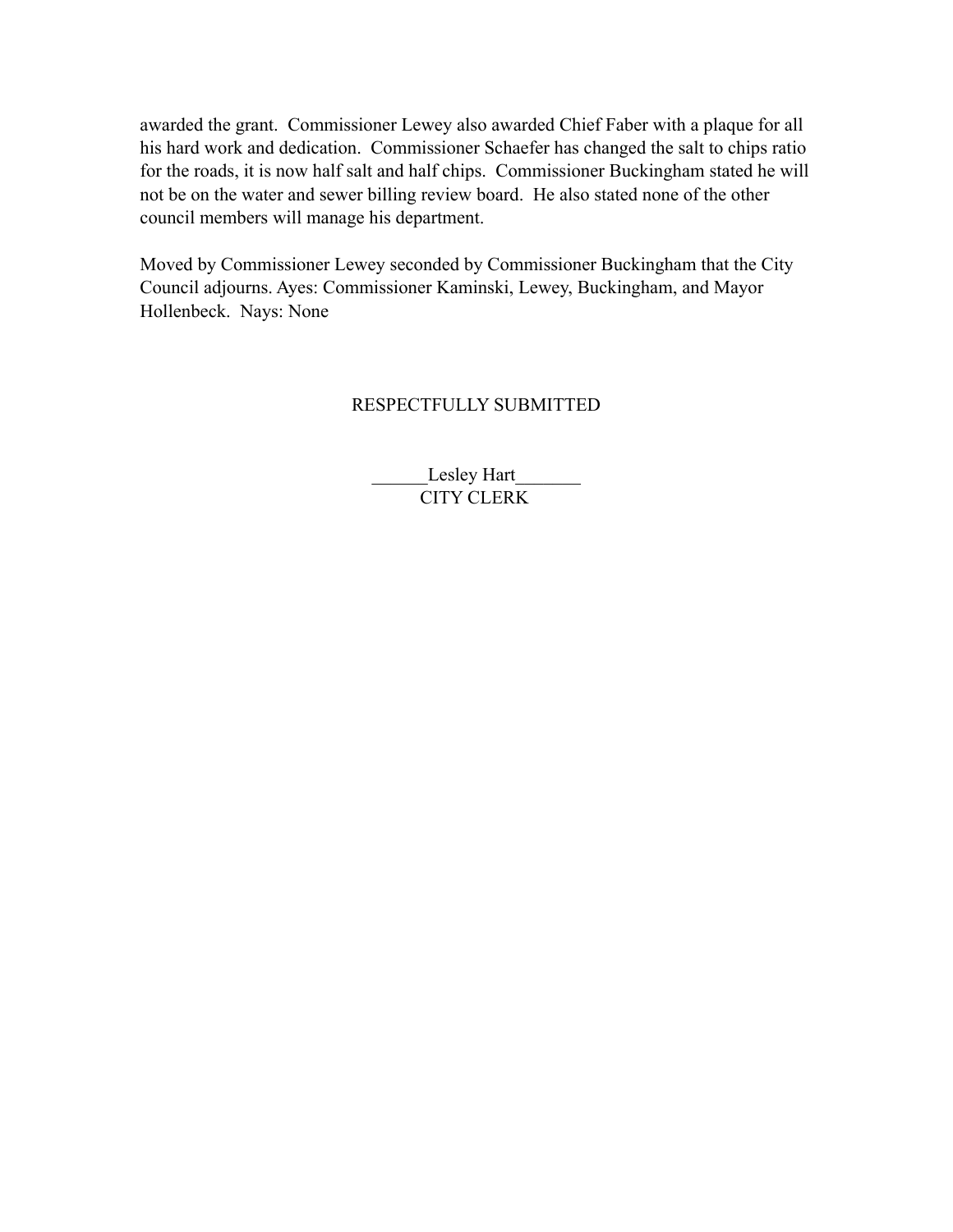awarded the grant. Commissioner Lewey also awarded Chief Faber with a plaque for all his hard work and dedication. Commissioner Schaefer has changed the salt to chips ratio for the roads, it is now half salt and half chips. Commissioner Buckingham stated he will not be on the water and sewer billing review board. He also stated none of the other council members will manage his department.

Moved by Commissioner Lewey seconded by Commissioner Buckingham that the City Council adjourns. Ayes: Commissioner Kaminski, Lewey, Buckingham, and Mayor Hollenbeck. Nays: None

RESPECTFULLY SUBMITTED

______Lesley Hart_______
CITY CLERK